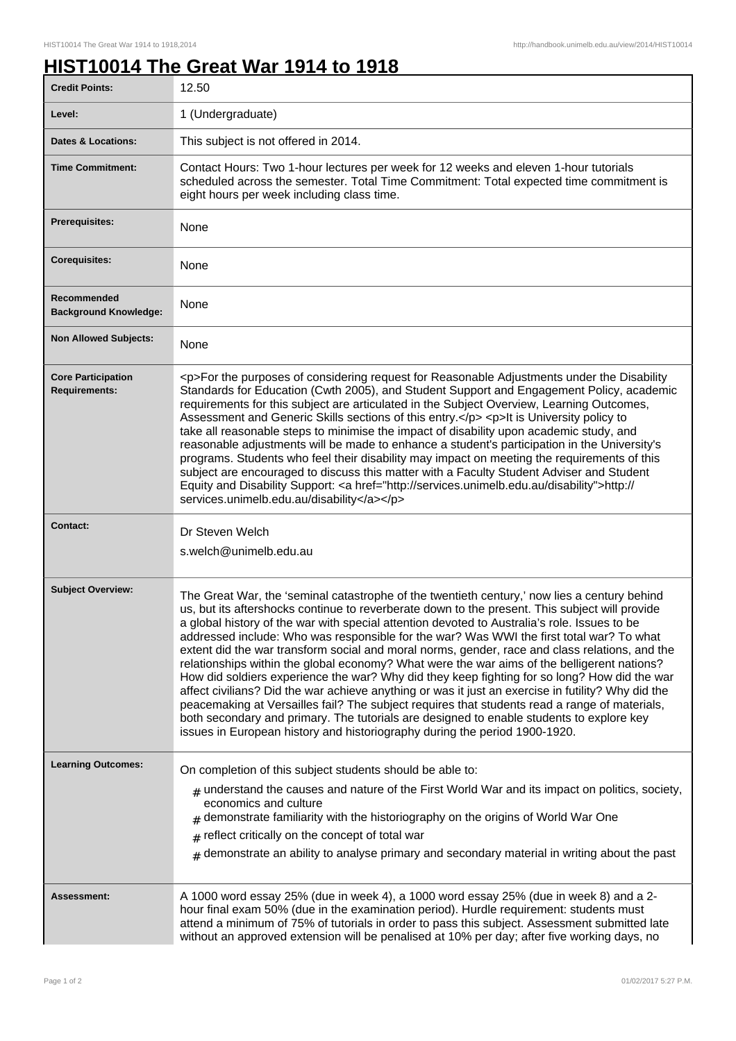# HIST10014 The Great War 1914 to 1918

| | |
|---|---|
| **Credit Points:** | 12.50 |
| **Level:** | 1 (Undergraduate) |
| **Dates & Locations:** | This subject is not offered in 2014. |
| **Time Commitment:** | Contact Hours: Two 1-hour lectures per week for 12 weeks and eleven 1-hour tutorials scheduled across the semester. Total Time Commitment: Total expected time commitment is eight hours per week including class time. |
| **Prerequisites:** | None |
| **Corequisites:** | None |
| **Recommended Background Knowledge:** | None |
| **Non Allowed Subjects:** | None |
| **Core Participation Requirements:** | <p>For the purposes of considering request for Reasonable Adjustments under the Disability Standards for Education (Cwth 2005), and Student Support and Engagement Policy, academic requirements for this subject are articulated in the Subject Overview, Learning Outcomes, Assessment and Generic Skills sections of this entry.</p> <p>It is University policy to take all reasonable steps to minimise the impact of disability upon academic study, and reasonable adjustments will be made to enhance a student's participation in the University's programs. Students who feel their disability may impact on meeting the requirements of this subject are encouraged to discuss this matter with a Faculty Student Adviser and Student Equity and Disability Support: <a href="http://services.unimelb.edu.au/disability">http://services.unimelb.edu.au/disability</a></p> |
| **Contact:** | Dr Steven Welch<br>s.welch@unimelb.edu.au |
| **Subject Overview:** | The Great War, the 'seminal catastrophe of the twentieth century,' now lies a century behind us, but its aftershocks continue to reverberate down to the present. This subject will provide a global history of the war with special attention devoted to Australia's role. Issues to be addressed include: Who was responsible for the war? Was WWI the first total war? To what extent did the war transform social and moral norms, gender, race and class relations, and the relationships within the global economy? What were the war aims of the belligerent nations? How did soldiers experience the war? Why did they keep fighting for so long? How did the war affect civilians? Did the war achieve anything or was it just an exercise in futility? Why did the peacemaking at Versailles fail? The subject requires that students read a range of materials, both secondary and primary. The tutorials are designed to enable students to explore key issues in European history and historiography during the period 1900-1920. |
| **Learning Outcomes:** | On completion of this subject students should be able to:<br># understand the causes and nature of the First World War and its impact on politics, society, economics and culture<br># demonstrate familiarity with the historiography on the origins of World War One<br># reflect critically on the concept of total war<br># demonstrate an ability to analyse primary and secondary material in writing about the past |
| **Assessment:** | A 1000 word essay 25% (due in week 4), a 1000 word essay 25% (due in week 8) and a 2-hour final exam 50% (due in the examination period). Hurdle requirement: students must attend a minimum of 75% of tutorials in order to pass this subject. Assessment submitted late without an approved extension will be penalised at 10% per day; after five working days, no |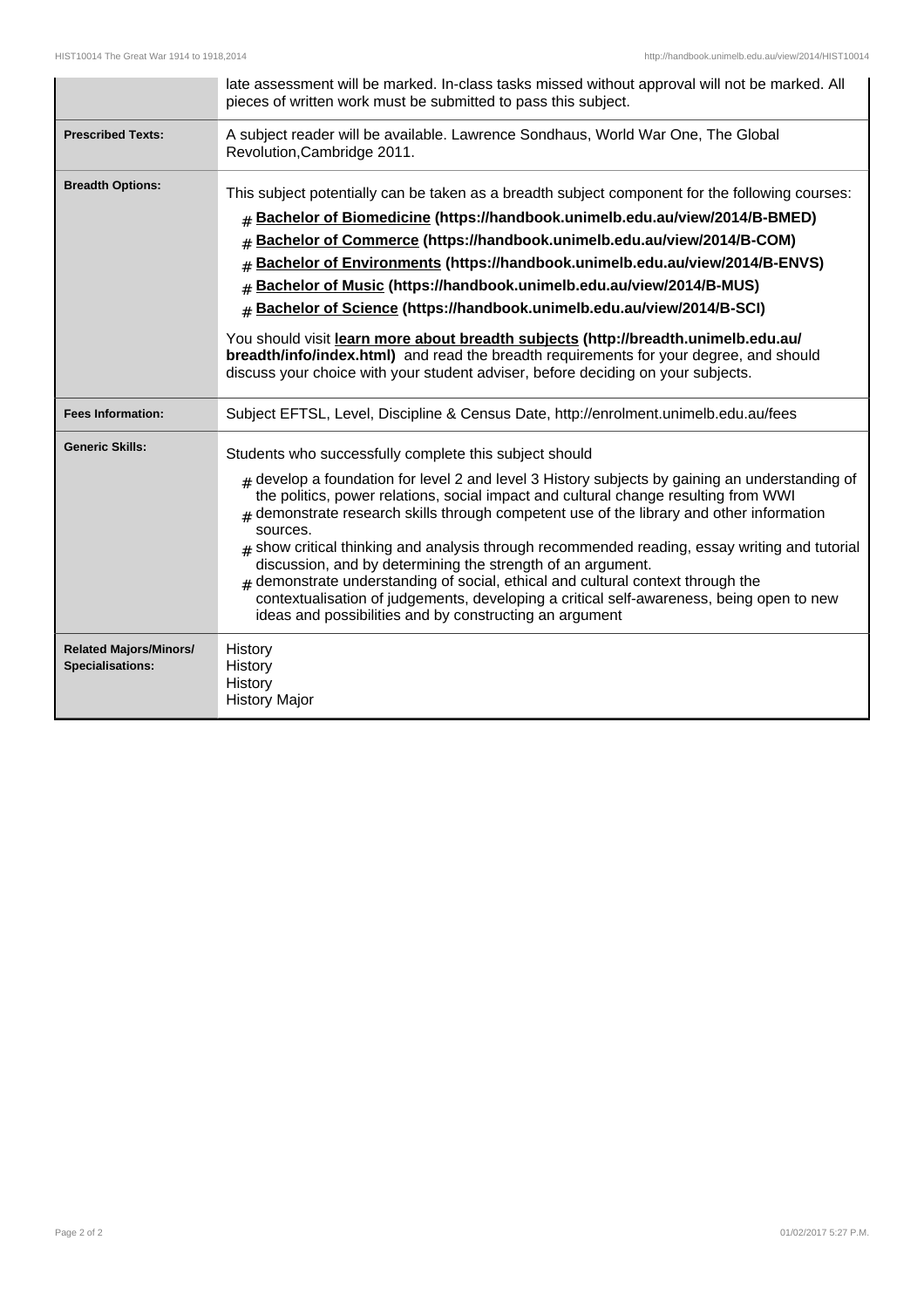| | |
|---|---|
| | late assessment will be marked. In-class tasks missed without approval will not be marked. All pieces of written work must be submitted to pass this subject. |
| **Prescribed Texts:** | A subject reader will be available. Lawrence Sondhaus, World War One, The Global Revolution,Cambridge 2011. |
| **Breadth Options:** | This subject potentially can be taken as a breadth subject component for the following courses:<br># **Bachelor of Biomedicine (https://handbook.unimelb.edu.au/view/2014/B-BMED)**<br># **Bachelor of Commerce (https://handbook.unimelb.edu.au/view/2014/B-COM)**<br># **Bachelor of Environments (https://handbook.unimelb.edu.au/view/2014/B-ENVS)**<br># **Bachelor of Music (https://handbook.unimelb.edu.au/view/2014/B-MUS)**<br># **Bachelor of Science (https://handbook.unimelb.edu.au/view/2014/B-SCI)**<br>You should visit **learn more about breadth subjects (http://breadth.unimelb.edu.au/breadth/info/index.html)** and read the breadth requirements for your degree, and should discuss your choice with your student adviser, before deciding on your subjects. |
| **Fees Information:** | Subject EFTSL, Level, Discipline & Census Date, http://enrolment.unimelb.edu.au/fees |
| **Generic Skills:** | Students who successfully complete this subject should<br># develop a foundation for level 2 and level 3 History subjects by gaining an understanding of the politics, power relations, social impact and cultural change resulting from WWI<br># demonstrate research skills through competent use of the library and other information sources.<br># show critical thinking and analysis through recommended reading, essay writing and tutorial discussion, and by determining the strength of an argument.<br># demonstrate understanding of social, ethical and cultural context through the contextualisation of judgements, developing a critical self-awareness, being open to new ideas and possibilities and by constructing an argument |
| **Related Majors/Minors/ Specialisations:** | History<br>History<br>History<br>History Major |